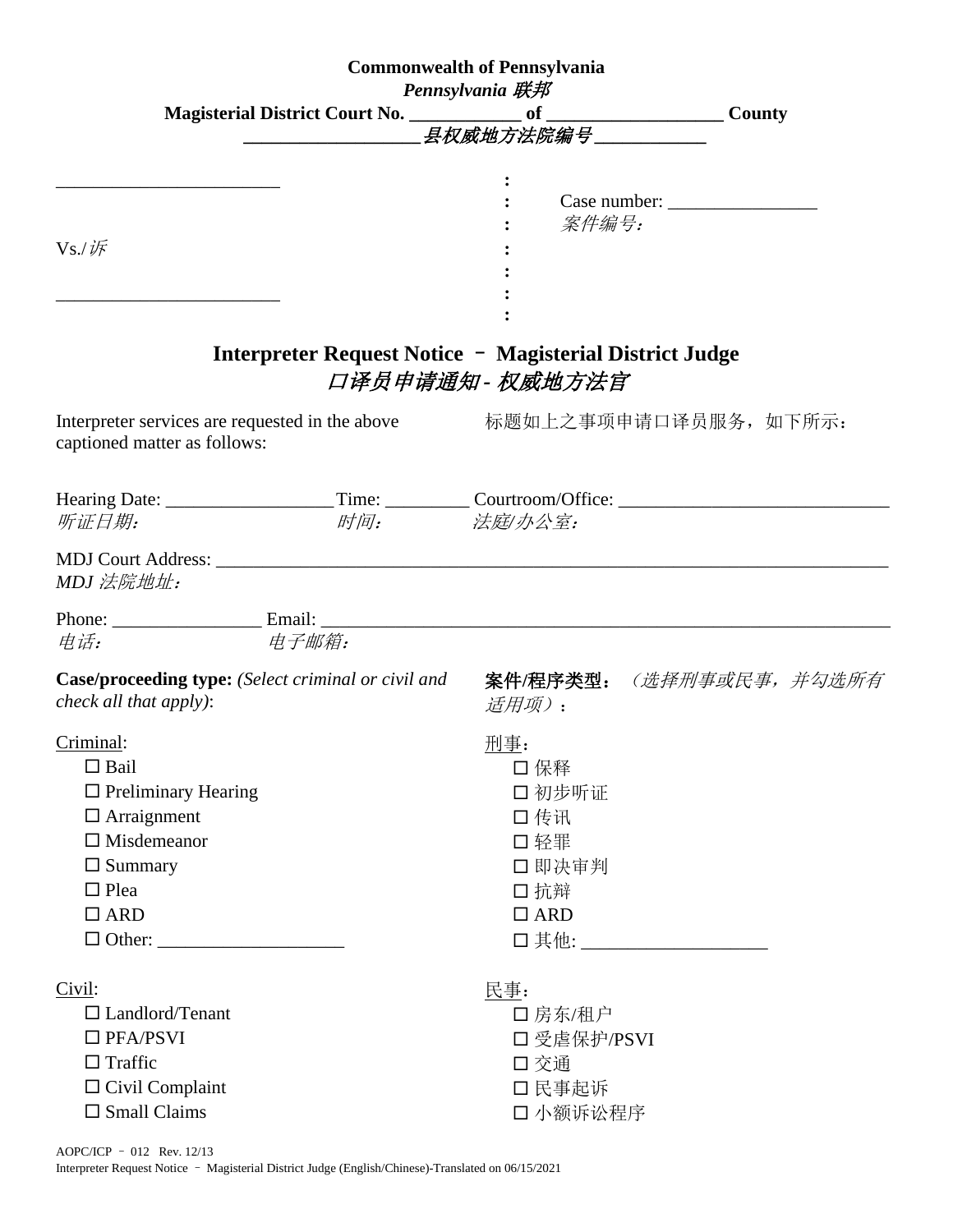**Commonwealth of Pennsylvania**
***Pennsylvania 联邦***
**Magisterial District Court No. ____________ of ___________________ County**
***___________________ 县权威地方法院编号 ____________***

________________________ : Case number: ________________
 案件编号：

Vs./*诉*

________________________

# Interpreter Request Notice – Magisterial District Judge
## *口译员申请通知 - 权威地方法官*

Interpreter services are requested in the above captioned matter as follows:

标题如上之事项申请口译员服务，如下所示：

Hearing Date: __________________ Time: _________ Courtroom/Office: _____________________________
*听证日期：* *时间：* *法庭/办公室：*

MDJ Court Address: ___________________________________________________________________________
*MDJ 法院地址：*

Phone: ________________ Email: ______________________________________________________________
*电话：* *电子邮箱：*

**Case/proceeding type:** *(Select criminal or civil and check all that apply)*:

**案件/程序类型：** *（选择刑事或民事，并勾选所有适用项）*：

Criminal:
- ☐ Bail
- ☐ Preliminary Hearing
- ☐ Arraignment
- ☐ Misdemeanor
- ☐ Summary
- ☐ Plea
- ☐ ARD
- ☐ Other: ____________________

刑事：
- ☐ 保释
- ☐ 初步听证
- ☐ 传讯
- ☐ 轻罪
- ☐ 即决审判
- ☐ 抗辩
- ☐ ARD
- ☐ 其他: ____________________

Civil:
- ☐ Landlord/Tenant
- ☐ PFA/PSVI
- ☐ Traffic
- ☐ Civil Complaint
- ☐ Small Claims

民事：
- ☐ 房东/租户
- ☐ 受虐保护/PSVI
- ☐ 交通
- ☐ 民事起诉
- ☐ 小额诉讼程序

AOPC/ICP – 012 Rev. 12/13
Interpreter Request Notice – Magisterial District Judge (English/Chinese)-Translated on 06/15/2021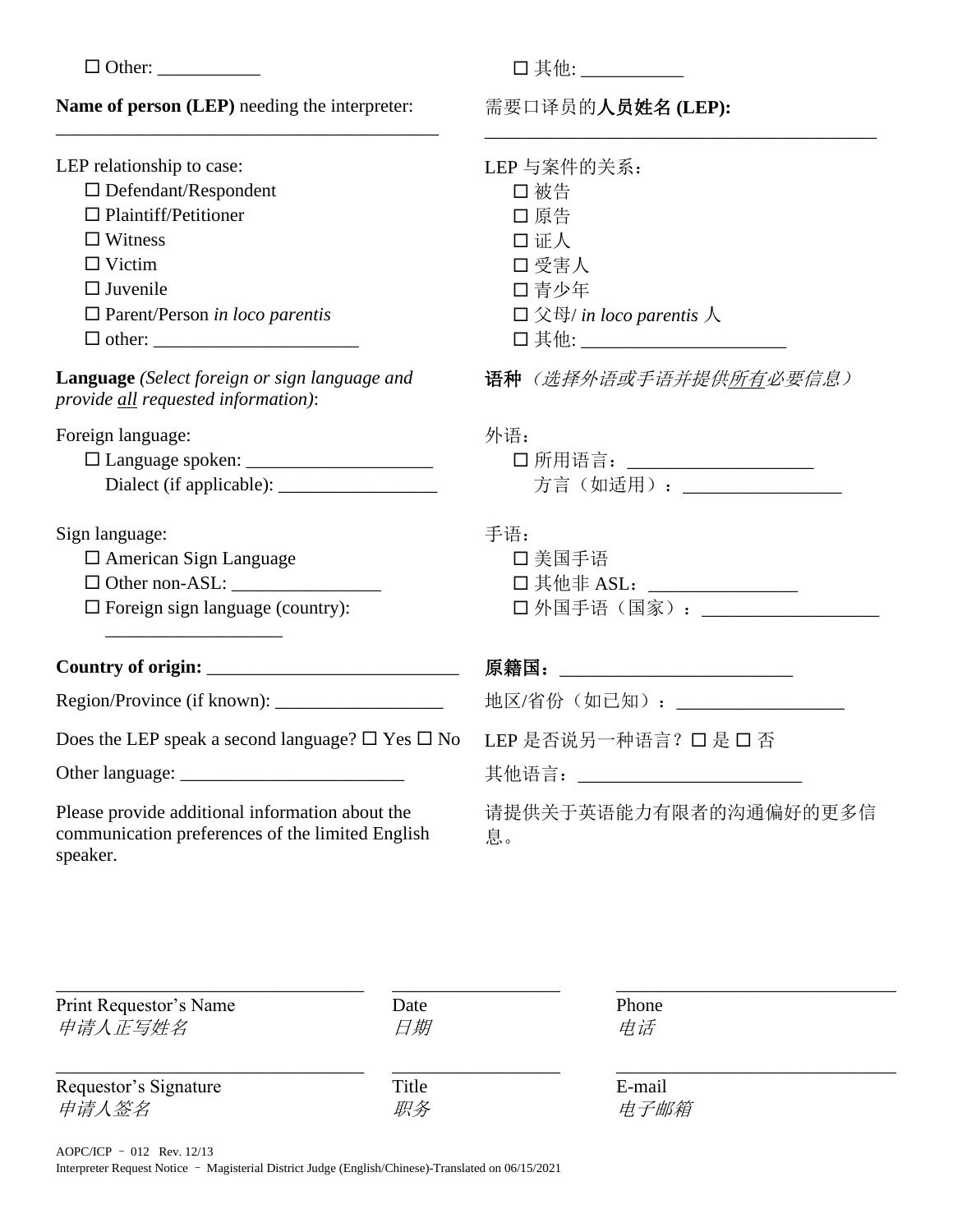☐ Other: ___________

**Name of person (LEP)** needing the interpreter:

__________________________________________

LEP relationship to case:

- ☐ Defendant/Respondent
- ☐ Plaintiff/Petitioner
- ☐ Witness
- ☐ Victim
- ☐ Juvenile
- ☐ Parent/Person *in loco parentis*
- ☐ other: ______________________

**Language** *(Select foreign or sign language and provide* ***all*** *requested information)*:

Foreign language:

- ☐ Language spoken: ____________________
  Dialect (if applicable): _________________

Sign language:

- ☐ American Sign Language
- ☐ Other non-ASL: ________________
- ☐ Foreign sign language (country): ___________________

**Country of origin:** ___________________________

Region/Province (if known): __________________

Does the LEP speak a second language? ☐ Yes ☐ No

Other language: ________________________

Please provide additional information about the communication preferences of the limited English speaker.

☐ 其他: ___________

需要口译员的**人员姓名 (LEP):**

__________________________________________

LEP 与案件的关系：

- ☐ 被告
- ☐ 原告
- ☐ 证人
- ☐ 受害人
- ☐ 青少年
- ☐ 父母/ *in loco parentis* 人
- ☐ 其他: ______________________

**语种** *（选择外语或手语并提供所有必要信息）*

外语：

- ☐ 所用语言：____________________
  方言（如适用）：_________________

手语：

- ☐ 美国手语
- ☐ 其他非 ASL：________________
- ☐ 外国手语（国家）：___________________

**原籍国：**________________________

地区/省份（如已知）：__________________

LEP 是否说另一种语言？☐ 是 ☐ 否

其他语言：________________________

请提供关于英语能力有限者的沟通偏好的更多信息。

| | | |
|---|---|---|
| ______________________ | ______________ | ______________________ |
| Print Requestor's Name<br>*申请人正写姓名* | Date<br>*日期* | Phone<br>*电话* |
| ______________________ | ______________ | ______________________ |
| Requestor's Signature<br>*申请人签名* | Title<br>*职务* | E-mail<br>*电子邮箱* |

AOPC/ICP – 012 Rev. 12/13
Interpreter Request Notice – Magisterial District Judge (English/Chinese)-Translated on 06/15/2021